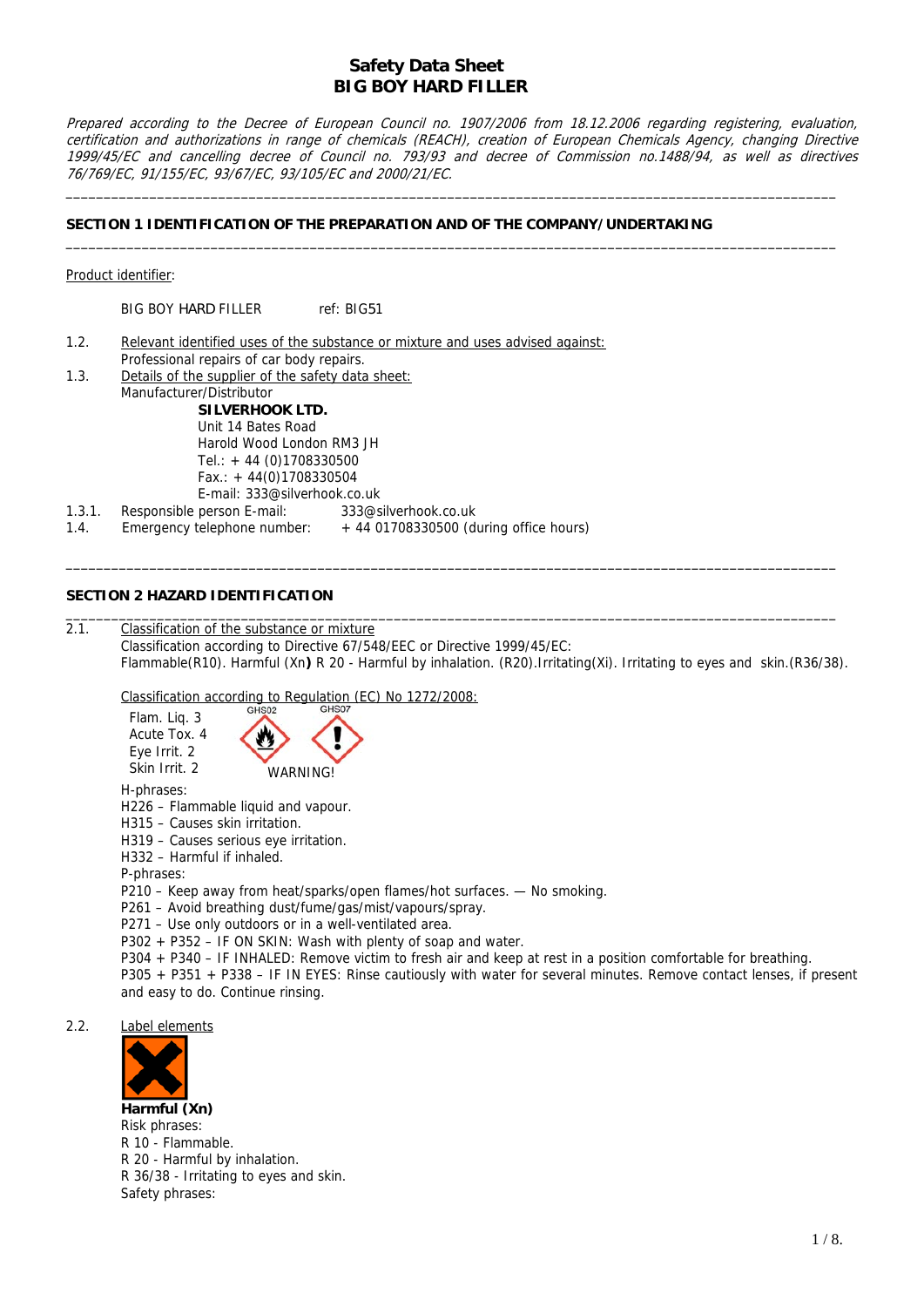# Safety Data Sheet
# BIG BOY HARD FILLER

*Prepared according to the Decree of European Council no. 1907/2006 from 18.12.2006 regarding registering, evaluation, certification and authorizations in range of chemicals (REACH), creation of European Chemicals Agency, changing Directive 1999/45/EC and cancelling decree of Council no. 793/93 and decree of Commission no.1488/94, as well as directives 76/769/EC, 91/155/EC, 93/67/EC, 93/105/EC and 2000/21/EC.*

## SECTION 1 IDENTIFICATION OF THE PREPARATION AND OF THE COMPANY/UNDERTAKING

Product identifier:

BIG BOY HARD FILLER ref: BIG51

1.2. Relevant identified uses of the substance or mixture and uses advised against:
Professional repairs of car body repairs.

1.3. Details of the supplier of the safety data sheet:
Manufacturer/Distributor

**SILVERHOOK LTD.**
Unit 14 Bates Road
Harold Wood London RM3 JH
Tel.: + 44 (0)1708330500
Fax.: + 44(0)1708330504
E-mail: 333@silverhook.co.uk

1.3.1. Responsible person E-mail: 333@silverhook.co.uk

1.4. Emergency telephone number: + 44 01708330500 (during office hours)

## SECTION 2 HAZARD IDENTIFICATION

2.1. Classification of the substance or mixture

Classification according to Directive 67/548/EEC or Directive 1999/45/EC:
Flammable(R10). Harmful (Xn**)** R 20 - Harmful by inhalation. (R20).Irritating(Xi). Irritating to eyes and skin.(R36/38).

Classification according to Regulation (EC) No 1272/2008:

Flam. Liq. 3
Acute Tox. 4
Eye Irrit. 2
Skin Irrit. 2

GHS02 GHS07

WARNING!

H-phrases:
H226 – Flammable liquid and vapour.
H315 – Causes skin irritation.
H319 – Causes serious eye irritation.
H332 – Harmful if inhaled.

P-phrases:
P210 – Keep away from heat/sparks/open flames/hot surfaces. — No smoking.
P261 – Avoid breathing dust/fume/gas/mist/vapours/spray.
P271 – Use only outdoors or in a well-ventilated area.
P302 + P352 – IF ON SKIN: Wash with plenty of soap and water.
P304 + P340 – IF INHALED: Remove victim to fresh air and keep at rest in a position comfortable for breathing.
P305 + P351 + P338 – IF IN EYES: Rinse cautiously with water for several minutes. Remove contact lenses, if present and easy to do. Continue rinsing.

2.2. Label elements

**Harmful (Xn)**

Risk phrases:
R 10 - Flammable.
R 20 - Harmful by inhalation.
R 36/38 - Irritating to eyes and skin.

Safety phrases: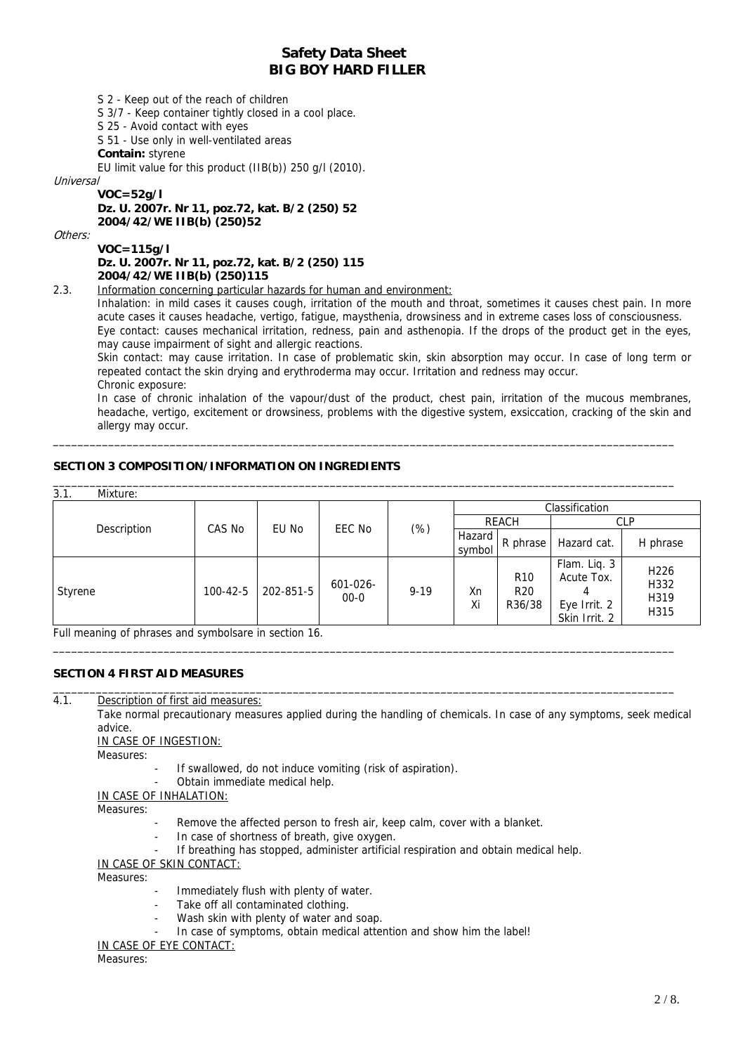S 2 - Keep out of the reach of children

S 3/7 - Keep container tightly closed in a cool place.

S 25 - Avoid contact with eyes

S 51 - Use only in well-ventilated areas

**Contain:** styrene

EU limit value for this product (IIB(b)) 250 g/l (2010).

*Universal*

**VOC=52g/l**
**Dz. U. 2007r. Nr 11, poz.72, kat. B/2 (250) 52**
**2004/42/WE IIB(b) (250)52**

*Others:*

**VOC=115g/l**
**Dz. U. 2007r. Nr 11, poz.72, kat. B/2 (250) 115**
**2004/42/WE IIB(b) (250)115**

2.3. Information concerning particular hazards for human and environment:

Inhalation: in mild cases it causes cough, irritation of the mouth and throat, sometimes it causes chest pain. In more acute cases it causes headache, vertigo, fatigue, maysthenia, drowsiness and in extreme cases loss of consciousness.

Eye contact: causes mechanical irritation, redness, pain and asthenopia. If the drops of the product get in the eyes, may cause impairment of sight and allergic reactions.

Skin contact: may cause irritation. In case of problematic skin, skin absorption may occur. In case of long term or repeated contact the skin drying and erythroderma may occur. Irritation and redness may occur.

Chronic exposure:

In case of chronic inhalation of the vapour/dust of the product, chest pain, irritation of the mucous membranes, headache, vertigo, excitement or drowsiness, problems with the digestive system, exsiccation, cracking of the skin and allergy may occur.

## SECTION 3 COMPOSITION/INFORMATION ON INGREDIENTS

3.1. Mixture:

| Description | CAS No | EU No | EEC No | (%) | Classification | | | |
|---|---|---|---|---|---|---|---|---|
| | | | | | REACH | | CLP | |
| | | | | | Hazard symbol | R phrase | Hazard cat. | H phrase |
| Styrene | 100-42-5 | 202-851-5 | 601-026-00-0 | 9-19 | Xn Xi | R10 R20 R36/38 | Flam. Liq. 3 Acute Tox. 4 Eye Irrit. 2 Skin Irrit. 2 | H226 H332 H319 H315 |

Full meaning of phrases and symbolsare in section 16.

## SECTION 4 FIRST AID MEASURES

4.1. Description of first aid measures:

Take normal precautionary measures applied during the handling of chemicals. In case of any symptoms, seek medical advice.

IN CASE OF INGESTION:

Measures:

- If swallowed, do not induce vomiting (risk of aspiration).
- Obtain immediate medical help.

IN CASE OF INHALATION:

Measures:

- Remove the affected person to fresh air, keep calm, cover with a blanket.
- In case of shortness of breath, give oxygen.
- If breathing has stopped, administer artificial respiration and obtain medical help.

IN CASE OF SKIN CONTACT:

Measures:

- Immediately flush with plenty of water.
- Take off all contaminated clothing.
- Wash skin with plenty of water and soap.
- In case of symptoms, obtain medical attention and show him the label!

IN CASE OF EYE CONTACT:

Measures: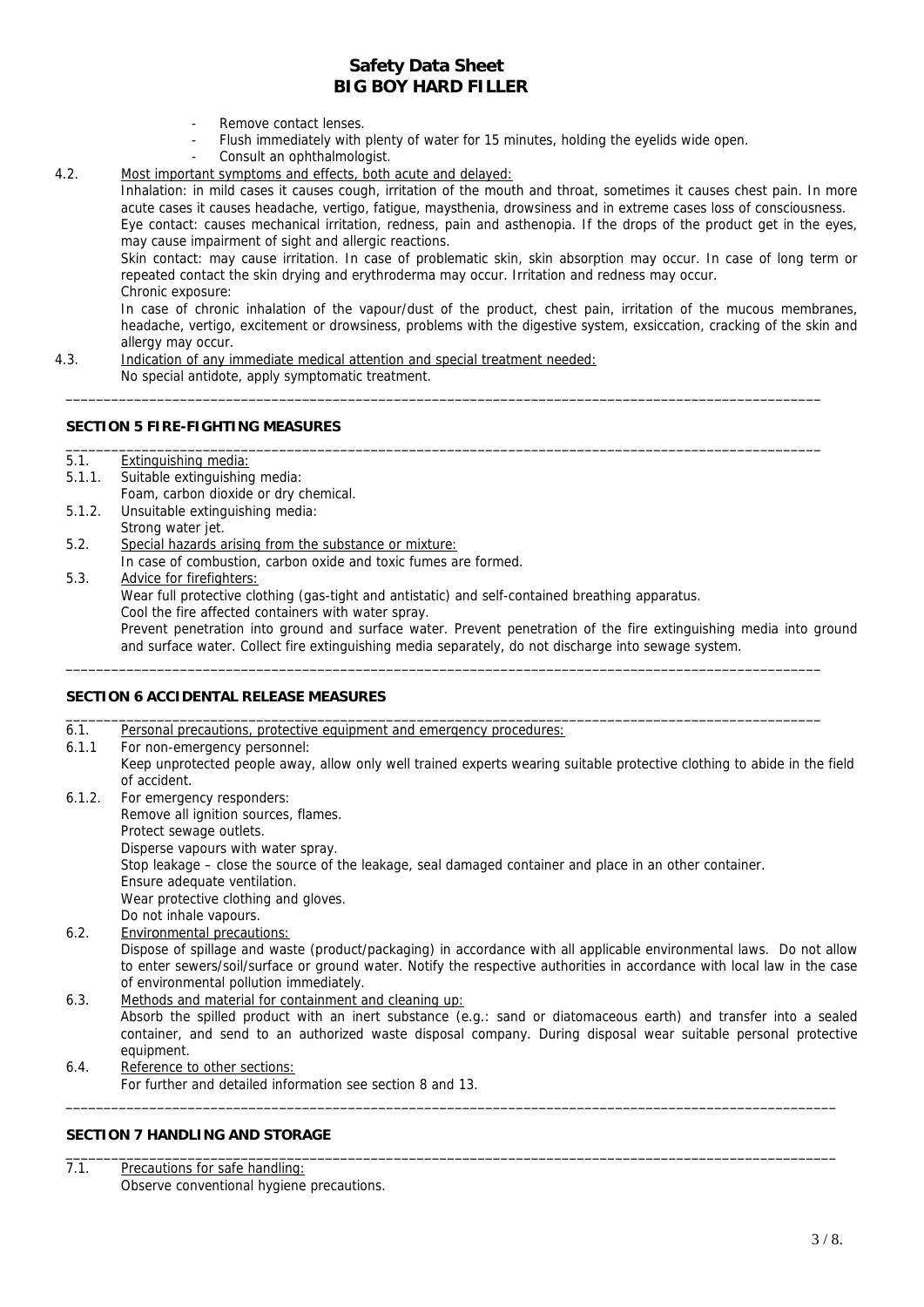- Remove contact lenses.
- Flush immediately with plenty of water for 15 minutes, holding the eyelids wide open.
- Consult an ophthalmologist.

4.2. Most important symptoms and effects, both acute and delayed:

Inhalation: in mild cases it causes cough, irritation of the mouth and throat, sometimes it causes chest pain. In more acute cases it causes headache, vertigo, fatigue, maysthenia, drowsiness and in extreme cases loss of consciousness.

Eye contact: causes mechanical irritation, redness, pain and asthenopia. If the drops of the product get in the eyes, may cause impairment of sight and allergic reactions.

Skin contact: may cause irritation. In case of problematic skin, skin absorption may occur. In case of long term or repeated contact the skin drying and erythroderma may occur. Irritation and redness may occur.

Chronic exposure:

In case of chronic inhalation of the vapour/dust of the product, chest pain, irritation of the mucous membranes, headache, vertigo, excitement or drowsiness, problems with the digestive system, exsiccation, cracking of the skin and allergy may occur.

4.3. Indication of any immediate medical attention and special treatment needed:

No special antidote, apply symptomatic treatment.

## SECTION 5 FIRE-FIGHTING MEASURES

5.1. Extinguishing media:

5.1.1. Suitable extinguishing media:

Foam, carbon dioxide or dry chemical.

5.1.2. Unsuitable extinguishing media:

Strong water jet.

5.2. Special hazards arising from the substance or mixture:

In case of combustion, carbon oxide and toxic fumes are formed.

5.3. Advice for firefighters:

Wear full protective clothing (gas-tight and antistatic) and self-contained breathing apparatus.

Cool the fire affected containers with water spray.

Prevent penetration into ground and surface water. Prevent penetration of the fire extinguishing media into ground and surface water. Collect fire extinguishing media separately, do not discharge into sewage system.

## SECTION 6 ACCIDENTAL RELEASE MEASURES

6.1. Personal precautions, protective equipment and emergency procedures:

6.1.1 For non-emergency personnel:

Keep unprotected people away, allow only well trained experts wearing suitable protective clothing to abide in the field of accident.

6.1.2. For emergency responders:

Remove all ignition sources, flames.
Protect sewage outlets.
Disperse vapours with water spray.
Stop leakage – close the source of the leakage, seal damaged container and place in an other container.
Ensure adequate ventilation.
Wear protective clothing and gloves.
Do not inhale vapours.

6.2. Environmental precautions:

Dispose of spillage and waste (product/packaging) in accordance with all applicable environmental laws. Do not allow to enter sewers/soil/surface or ground water. Notify the respective authorities in accordance with local law in the case of environmental pollution immediately.

6.3. Methods and material for containment and cleaning up:

Absorb the spilled product with an inert substance (e.g.: sand or diatomaceous earth) and transfer into a sealed container, and send to an authorized waste disposal company. During disposal wear suitable personal protective equipment.

6.4. Reference to other sections:

For further and detailed information see section 8 and 13.

## SECTION 7 HANDLING AND STORAGE

7.1. Precautions for safe handling:

Observe conventional hygiene precautions.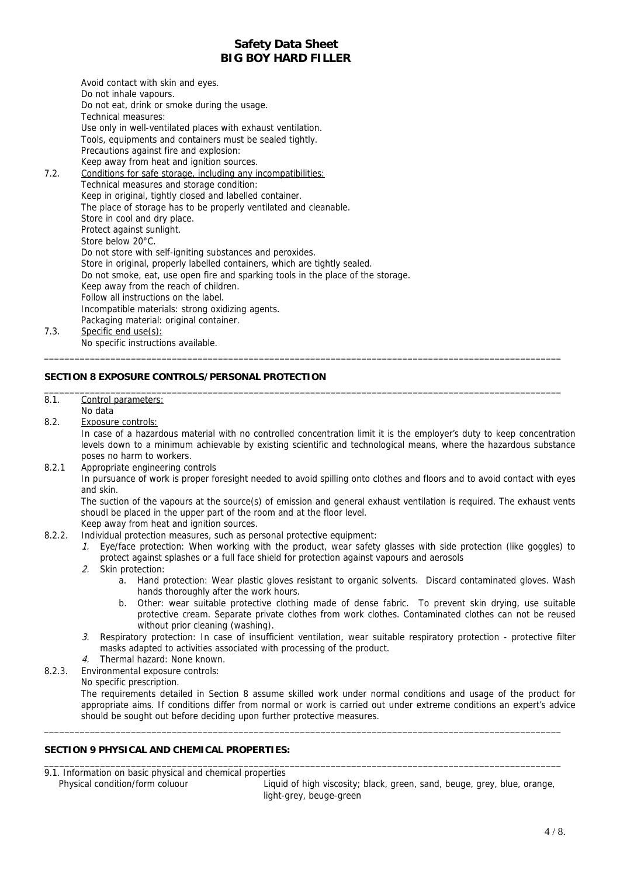Avoid contact with skin and eyes.
Do not inhale vapours.
Do not eat, drink or smoke during the usage.
Technical measures:
Use only in well-ventilated places with exhaust ventilation.
Tools, equipments and containers must be sealed tightly.
Precautions against fire and explosion:
Keep away from heat and ignition sources.

7.2. Conditions for safe storage, including any incompatibilities:
Technical measures and storage condition:
Keep in original, tightly closed and labelled container.
The place of storage has to be properly ventilated and cleanable.
Store in cool and dry place.
Protect against sunlight.
Store below 20°C.
Do not store with self-igniting substances and peroxides.
Store in original, properly labelled containers, which are tightly sealed.
Do not smoke, eat, use open fire and sparking tools in the place of the storage.
Keep away from the reach of children.
Follow all instructions on the label.
Incompatible materials: strong oxidizing agents.
Packaging material: original container.

7.3. Specific end use(s):
No specific instructions available.

---

## SECTION 8 EXPOSURE CONTROLS/PERSONAL PROTECTION

8.1. Control parameters:
No data

8.2. Exposure controls:
In case of a hazardous material with no controlled concentration limit it is the employer's duty to keep concentration levels down to a minimum achievable by existing scientific and technological means, where the hazardous substance poses no harm to workers.

8.2.1 Appropriate engineering controls
In pursuance of work is proper foresight needed to avoid spilling onto clothes and floors and to avoid contact with eyes and skin.
The suction of the vapours at the source(s) of emission and general exhaust ventilation is required. The exhaust vents shoudl be placed in the upper part of the room and at the floor level.
Keep away from heat and ignition sources.

8.2.2. Individual protection measures, such as personal protective equipment:

1. Eye/face protection: When working with the product, wear safety glasses with side protection (like goggles) to protect against splashes or a full face shield for protection against vapours and aerosols
2. Skin protection:
   a. Hand protection: Wear plastic gloves resistant to organic solvents. Discard contaminated gloves. Wash hands thoroughly after the work hours.
   b. Other: wear suitable protective clothing made of dense fabric. To prevent skin drying, use suitable protective cream. Separate private clothes from work clothes. Contaminated clothes can not be reused without prior cleaning (washing).
3. Respiratory protection: In case of insufficient ventilation, wear suitable respiratory protection - protective filter masks adapted to activities associated with processing of the product.
4. Thermal hazard: None known.

8.2.3. Environmental exposure controls:
No specific prescription.
The requirements detailed in Section 8 assume skilled work under normal conditions and usage of the product for appropriate aims. If conditions differ from normal or work is carried out under extreme conditions an expert's advice should be sought out before deciding upon further protective measures.

---

## SECTION 9 PHYSICAL AND CHEMICAL PROPERTIES:

9.1. Information on basic physical and chemical properties

| | |
|---|---|
| Physical condition/form coluour | Liquid of high viscosity; black, green, sand, beuge, grey, blue, orange, light-grey, beuge-green |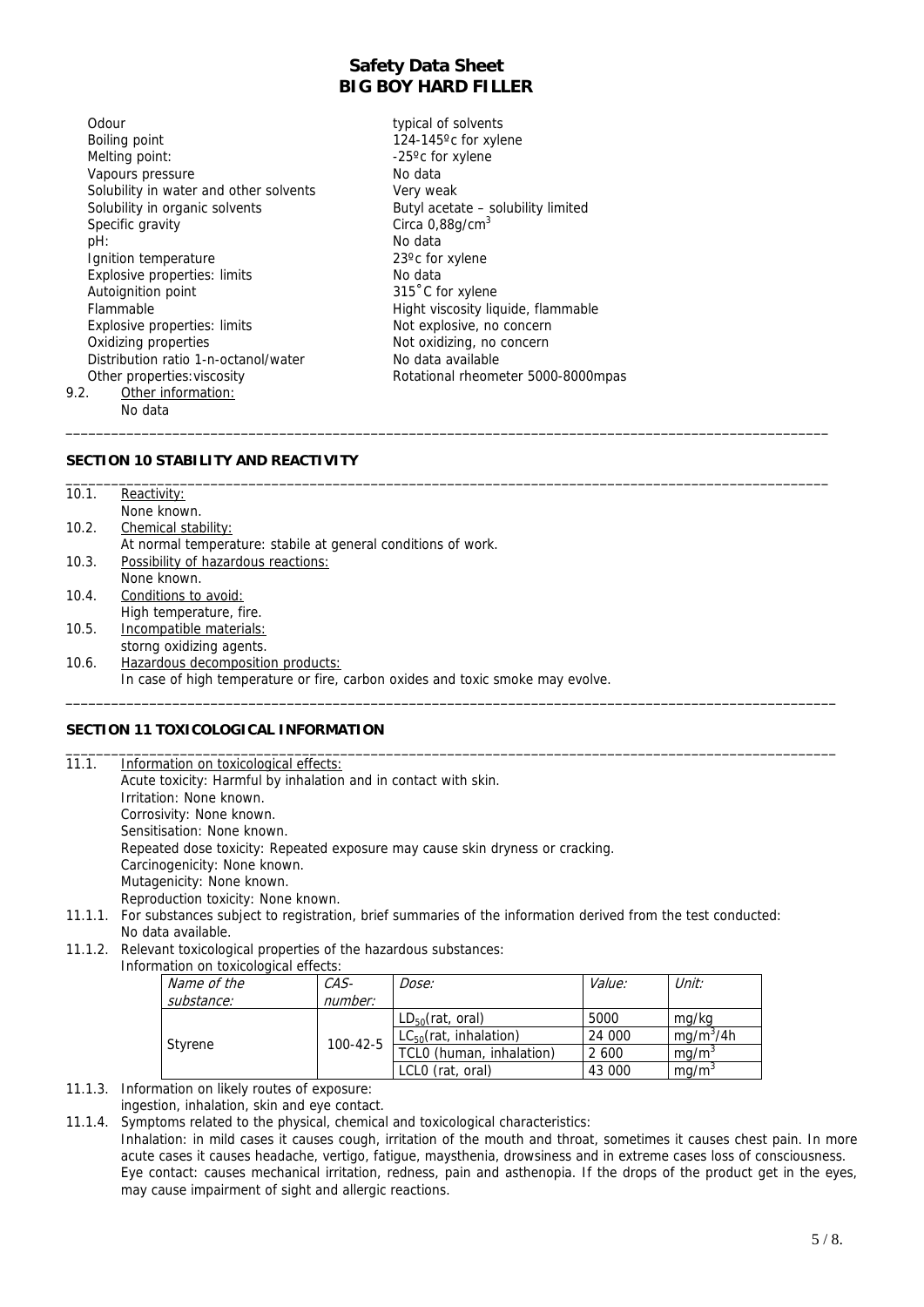| | |
|---|---|
| Odour | typical of solvents |
| Boiling point | 124-145ºc for xylene |
| Melting point: | -25ºc for xylene |
| Vapours pressure | No data |
| Solubility in water and other solvents | Very weak |
| Solubility in organic solvents | Butyl acetate – solubility limited |
| Specific gravity | Circa 0,88g/cm$^3$ |
| pH: | No data |
| Ignition temperature | 23ºc for xylene |
| Explosive properties: limits | No data |
| Autoignition point | 315˚C for xylene |
| Flammable | Hight viscosity liquide, flammable |
| Explosive properties: limits | Not explosive, no concern |
| Oxidizing properties | Not oxidizing, no concern |
| Distribution ratio 1-n-octanol/water | No data available |
| Other properties: viscosity | Rotational rheometer 5000-8000mpas |

9.2. Other information:
No data

## SECTION 10 STABILITY AND REACTIVITY

10.1. Reactivity:
None known.

10.2. Chemical stability:
At normal temperature: stabile at general conditions of work.

10.3. Possibility of hazardous reactions:
None known.

10.4. Conditions to avoid:
High temperature, fire.

10.5. Incompatible materials:
storng oxidizing agents.

10.6. Hazardous decomposition products:
In case of high temperature or fire, carbon oxides and toxic smoke may evolve.

## SECTION 11 TOXICOLOGICAL INFORMATION

11.1. Information on toxicological effects:
Acute toxicity: Harmful by inhalation and in contact with skin.
Irritation: None known.
Corrosivity: None known.
Sensitisation: None known.
Repeated dose toxicity: Repeated exposure may cause skin dryness or cracking.
Carcinogenicity: None known.
Mutagenicity: None known.
Reproduction toxicity: None known.

11.1.1. For substances subject to registration, brief summaries of the information derived from the test conducted:
No data available.

11.1.2. Relevant toxicological properties of the hazardous substances:
Information on toxicological effects:

| *Name of the substance:* | *CAS-number:* | *Dose:* | *Value:* | *Unit:* |
|---|---|---|---|---|
| Styrene | 100-42-5 | $LD_{50}$(rat, oral) | 5000 | mg/kg |
| | | $LC_{50}$(rat, inhalation) | 24 000 | mg/m$^3$/4h |
| | | TCL0 (human, inhalation) | 2 600 | mg/m$^3$ |
| | | LCL0 (rat, oral) | 43 000 | mg/m$^3$ |

11.1.3. Information on likely routes of exposure:
ingestion, inhalation, skin and eye contact.

11.1.4. Symptoms related to the physical, chemical and toxicological characteristics:
Inhalation: in mild cases it causes cough, irritation of the mouth and throat, sometimes it causes chest pain. In more acute cases it causes headache, vertigo, fatigue, maysthenia, drowsiness and in extreme cases loss of consciousness.
Eye contact: causes mechanical irritation, redness, pain and asthenopia. If the drops of the product get in the eyes, may cause impairment of sight and allergic reactions.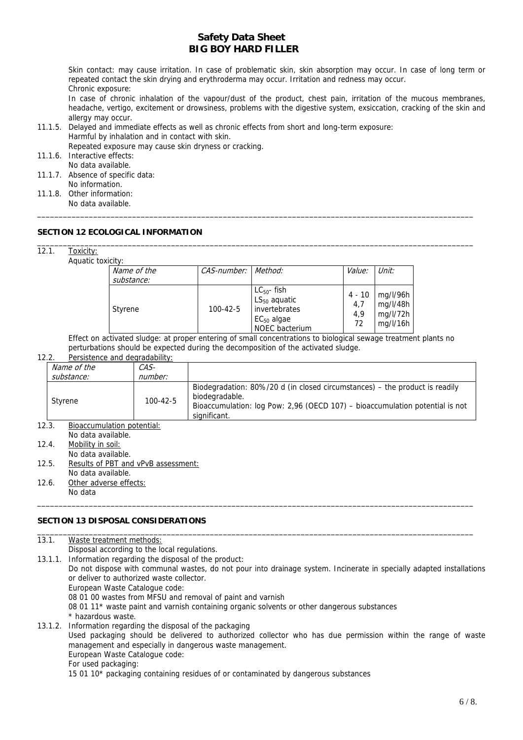Skin contact: may cause irritation. In case of problematic skin, skin absorption may occur. In case of long term or repeated contact the skin drying and erythroderma may occur. Irritation and redness may occur.

Chronic exposure:

In case of chronic inhalation of the vapour/dust of the product, chest pain, irritation of the mucous membranes, headache, vertigo, excitement or drowsiness, problems with the digestive system, exsiccation, cracking of the skin and allergy may occur.

11.1.5. Delayed and immediate effects as well as chronic effects from short and long-term exposure:
Harmful by inhalation and in contact with skin.
Repeated exposure may cause skin dryness or cracking.

11.1.6. Interactive effects:
No data available.

11.1.7. Absence of specific data:
No information.

11.1.8. Other information:
No data available.

## SECTION 12 ECOLOGICAL INFORMATION

12.1. Toxicity:

Aquatic toxicity:

| *Name of the substance:* | *CAS-number:* | *Method:* | *Value:* | *Unit:* |
|---|---|---|---|---|
| Styrene | 100-42-5 | $LC_{50}$- fish<br>$LS_{50}$ aquatic invertebrates<br>$EC_{50}$ algae<br>NOEC bacterium | 4 - 10<br>4,7<br>4,9<br>72 | mg/l/96h<br>mg/l/48h<br>mg/l/72h<br>mg/l/16h |

Effect on activated sludge: at proper entering of small concentrations to biological sewage treatment plants no perturbations should be expected during the decomposition of the activated sludge.

12.2. Persistence and degradability:

| *Name of the substance:* | *CAS-number:* | |
|---|---|---|
| Styrene | 100-42-5 | Biodegradation: 80%/20 d (in closed circumstances) – the product is readily biodegradable.<br>Bioaccumulation: log Pow: 2,96 (OECD 107) – bioaccumulation potential is not significant. |

12.3. Bioaccumulation potential:
No data available.

12.4. Mobility in soil:
No data available.

12.5. Results of PBT and vPvB assessment:
No data available.

12.6. Other adverse effects:
No data

## SECTION 13 DISPOSAL CONSIDERATIONS

13.1. Waste treatment methods:
Disposal according to the local regulations.

13.1.1. Information regarding the disposal of the product:
Do not dispose with communal wastes, do not pour into drainage system. Incinerate in specially adapted installations or deliver to authorized waste collector.
European Waste Catalogue code:
08 01 00 wastes from MFSU and removal of paint and varnish
08 01 11* waste paint and varnish containing organic solvents or other dangerous substances
* hazardous waste.

13.1.2. Information regarding the disposal of the packaging
Used packaging should be delivered to authorized collector who has due permission within the range of waste management and especially in dangerous waste management.
European Waste Catalogue code:
For used packaging:
15 01 10* packaging containing residues of or contaminated by dangerous substances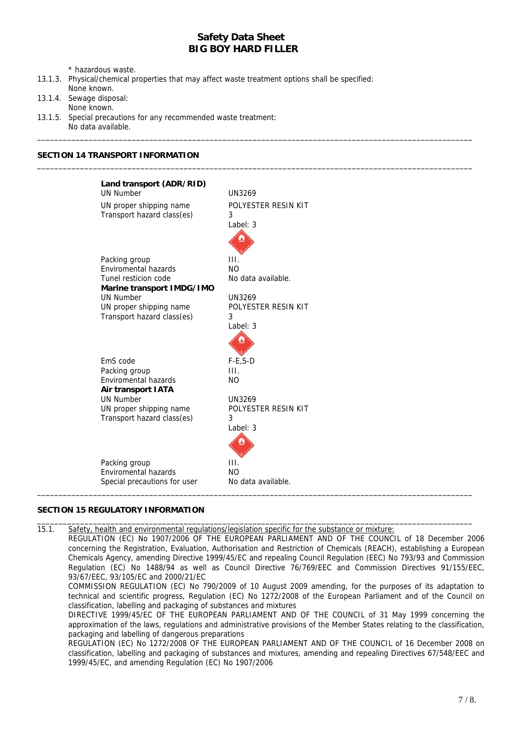\* hazardous waste.

13.1.3. Physical/chemical properties that may affect waste treatment options shall be specified:
None known.

13.1.4. Sewage disposal:
None known.

13.1.5. Special precautions for any recommended waste treatment:
No data available.

## SECTION 14 TRANSPORT INFORMATION

**Land transport (ADR/RID)**

| | |
|---|---|
| UN Number | UN3269 |
| UN proper shipping name | POLYESTER RESIN KIT |
| Transport hazard class(es) | 3<br>Label: 3 |
| Packing group | III. |
| Enviromental hazards | NO |
| Tunel resticion code | No data available. |

**Marine transport IMDG/IMO**

| | |
|---|---|
| UN Number | UN3269 |
| UN proper shipping name | POLYESTER RESIN KIT |
| Transport hazard class(es) | 3<br>Label: 3 |
| EmS code | F-E,S-D |
| Packing group | III. |
| Enviromental hazards | NO |

**Air transport IATA**

| | |
|---|---|
| UN Number | UN3269 |
| UN proper shipping name | POLYESTER RESIN KIT |
| Transport hazard class(es) | 3<br>Label: 3 |
| Packing group | III. |
| Enviromental hazards | NO |
| Special precautions for user | No data available. |

## SECTION 15 REGULATORY INFORMATION

15.1. Safety, health and environmental regulations/legislation specific for the substance or mixture:

REGULATION (EC) No 1907/2006 OF THE EUROPEAN PARLIAMENT AND OF THE COUNCIL of 18 December 2006 concerning the Registration, Evaluation, Authorisation and Restriction of Chemicals (REACH), establishing a European Chemicals Agency, amending Directive 1999/45/EC and repealing Council Regulation (EEC) No 793/93 and Commission Regulation (EC) No 1488/94 as well as Council Directive 76/769/EEC and Commission Directives 91/155/EEC, 93/67/EEC, 93/105/EC and 2000/21/EC

COMMISSION REGULATION (EC) No 790/2009 of 10 August 2009 amending, for the purposes of its adaptation to technical and scientific progress, Regulation (EC) No 1272/2008 of the European Parliament and of the Council on classification, labelling and packaging of substances and mixtures

DIRECTIVE 1999/45/EC OF THE EUROPEAN PARLIAMENT AND OF THE COUNCIL of 31 May 1999 concerning the approximation of the laws, regulations and administrative provisions of the Member States relating to the classification, packaging and labelling of dangerous preparations

REGULATION (EC) No 1272/2008 OF THE EUROPEAN PARLIAMENT AND OF THE COUNCIL of 16 December 2008 on classification, labelling and packaging of substances and mixtures, amending and repealing Directives 67/548/EEC and 1999/45/EC, and amending Regulation (EC) No 1907/2006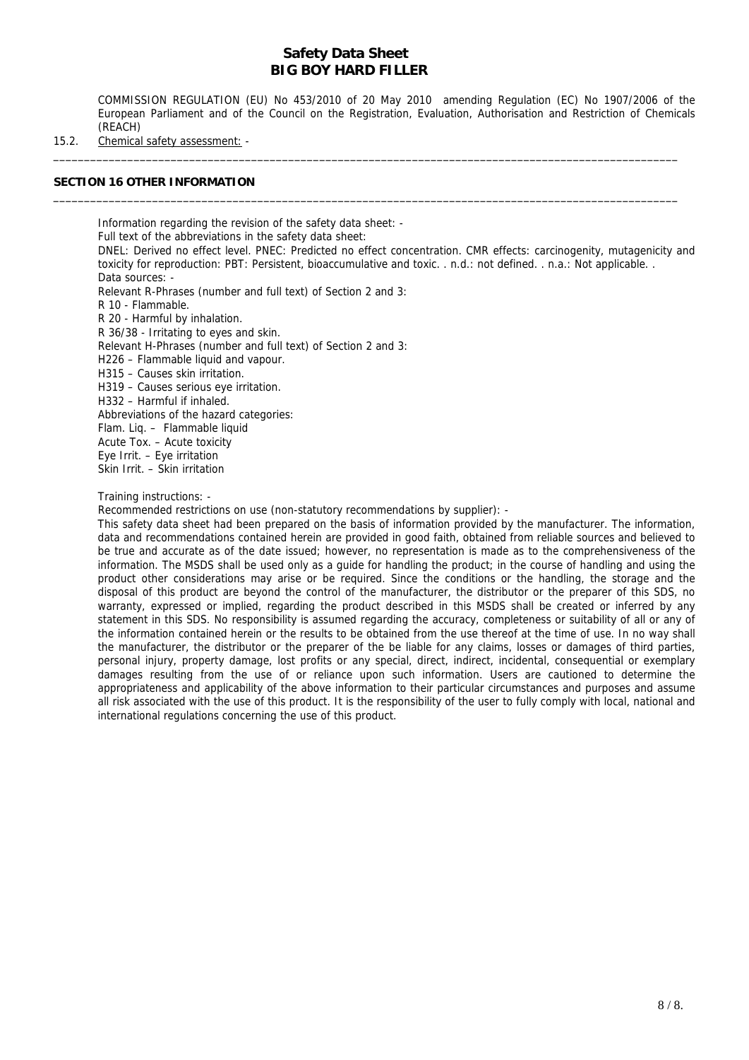COMMISSION REGULATION (EU) No 453/2010 of 20 May 2010 amending Regulation (EC) No 1907/2006 of the European Parliament and of the Council on the Registration, Evaluation, Authorisation and Restriction of Chemicals (REACH)

15.2. Chemical safety assessment: -

## SECTION 16 OTHER INFORMATION

Information regarding the revision of the safety data sheet: -

Full text of the abbreviations in the safety data sheet:

DNEL: Derived no effect level. PNEC: Predicted no effect concentration. CMR effects: carcinogenity, mutagenicity and toxicity for reproduction: PBT: Persistent, bioaccumulative and toxic. . n.d.: not defined. . n.a.: Not applicable. .

Data sources: -

Relevant R-Phrases (number and full text) of Section 2 and 3:

R 10 - Flammable.

R 20 - Harmful by inhalation.

R 36/38 - Irritating to eyes and skin.

Relevant H-Phrases (number and full text) of Section 2 and 3:

H226 – Flammable liquid and vapour.

H315 – Causes skin irritation.

H319 – Causes serious eye irritation.

H332 – Harmful if inhaled.

Abbreviations of the hazard categories:

Flam. Liq. – Flammable liquid

Acute Tox. – Acute toxicity

Eye Irrit. – Eye irritation

Skin Irrit. – Skin irritation

Training instructions: -

Recommended restrictions on use (non-statutory recommendations by supplier): -

This safety data sheet had been prepared on the basis of information provided by the manufacturer. The information, data and recommendations contained herein are provided in good faith, obtained from reliable sources and believed to be true and accurate as of the date issued; however, no representation is made as to the comprehensiveness of the information. The MSDS shall be used only as a guide for handling the product; in the course of handling and using the product other considerations may arise or be required. Since the conditions or the handling, the storage and the disposal of this product are beyond the control of the manufacturer, the distributor or the preparer of this SDS, no warranty, expressed or implied, regarding the product described in this MSDS shall be created or inferred by any statement in this SDS. No responsibility is assumed regarding the accuracy, completeness or suitability of all or any of the information contained herein or the results to be obtained from the use thereof at the time of use. In no way shall the manufacturer, the distributor or the preparer of the be liable for any claims, losses or damages of third parties, personal injury, property damage, lost profits or any special, direct, indirect, incidental, consequential or exemplary damages resulting from the use of or reliance upon such information. Users are cautioned to determine the appropriateness and applicability of the above information to their particular circumstances and purposes and assume all risk associated with the use of this product. It is the responsibility of the user to fully comply with local, national and international regulations concerning the use of this product.